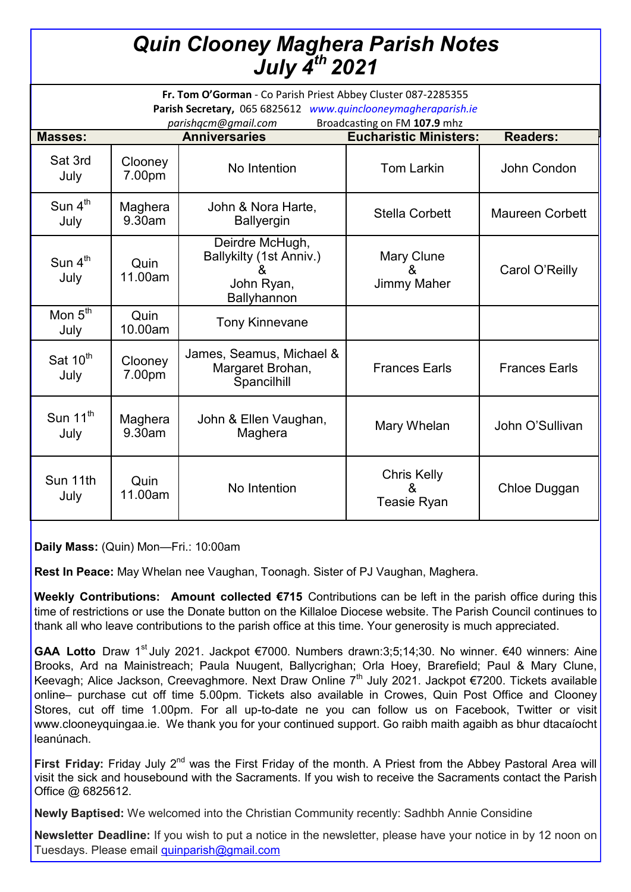# *Quin Clooney Maghera Parish Notes July 4th 2021*

**Fr. Tom O'Gorman** - Co Parish Priest Abbey Cluster 087-2285355
**Parish Secretary,** 065 6825612 *www.quinclooneymagheraparish.ie*
*parishqcm@gmail.com* Broadcasting on FM **107.9** mhz

| Masses: | | Anniversaries | Eucharistic Ministers: | Readers: |
|---|---|---|---|---|
| Sat 3rd July | Clooney 7.00pm | No Intention | Tom Larkin | John Condon |
| Sun 4th July | Maghera 9.30am | John & Nora Harte, Ballyergin | Stella Corbett | Maureen Corbett |
| Sun 4th July | Quin 11.00am | Deirdre McHugh, Ballykilty (1st Anniv.) & John Ryan, Ballyhannon | Mary Clune & Jimmy Maher | Carol O'Reilly |
| Mon 5th July | Quin 10.00am | Tony Kinnevane | | |
| Sat 10th July | Clooney 7.00pm | James, Seamus, Michael & Margaret Brohan, Spancilhill | Frances Earls | Frances Earls |
| Sun 11th July | Maghera 9.30am | John & Ellen Vaughan, Maghera | Mary Whelan | John O'Sullivan |
| Sun 11th July | Quin 11.00am | No Intention | Chris Kelly & Teasie Ryan | Chloe Duggan |

**Daily Mass:** (Quin) Mon—Fri.: 10:00am

**Rest In Peace:** May Whelan nee Vaughan, Toonagh. Sister of PJ Vaughan, Maghera.

**Weekly Contributions: Amount collected €715** Contributions can be left in the parish office during this time of restrictions or use the Donate button on the Killaloe Diocese website. The Parish Council continues to thank all who leave contributions to the parish office at this time. Your generosity is much appreciated.

**GAA Lotto** Draw 1st July 2021. Jackpot €7000. Numbers drawn:3;5;14;30. No winner. €40 winners: Aine Brooks, Ard na Mainistreach; Paula Nuugent, Ballycrighan; Orla Hoey, Brarefield; Paul & Mary Clune, Keevagh; Alice Jackson, Creevaghmore. Next Draw Online 7th July 2021. Jackpot €7200. Tickets available online– purchase cut off time 5.00pm. Tickets also available in Crowes, Quin Post Office and Clooney Stores, cut off time 1.00pm. For all up-to-date ne you can follow us on Facebook, Twitter or visit www.clooneyquingaa.ie. We thank you for your continued support. Go raibh maith agaibh as bhur dtacaíocht leanúnach.

**First Friday:** Friday July 2nd was the First Friday of the month. A Priest from the Abbey Pastoral Area will visit the sick and housebound with the Sacraments. If you wish to receive the Sacraments contact the Parish Office @ 6825612.

**Newly Baptised:** We welcomed into the Christian Community recently: Sadhbh Annie Considine

**Newsletter Deadline:** If you wish to put a notice in the newsletter, please have your notice in by 12 noon on Tuesdays. Please email quinparish@gmail.com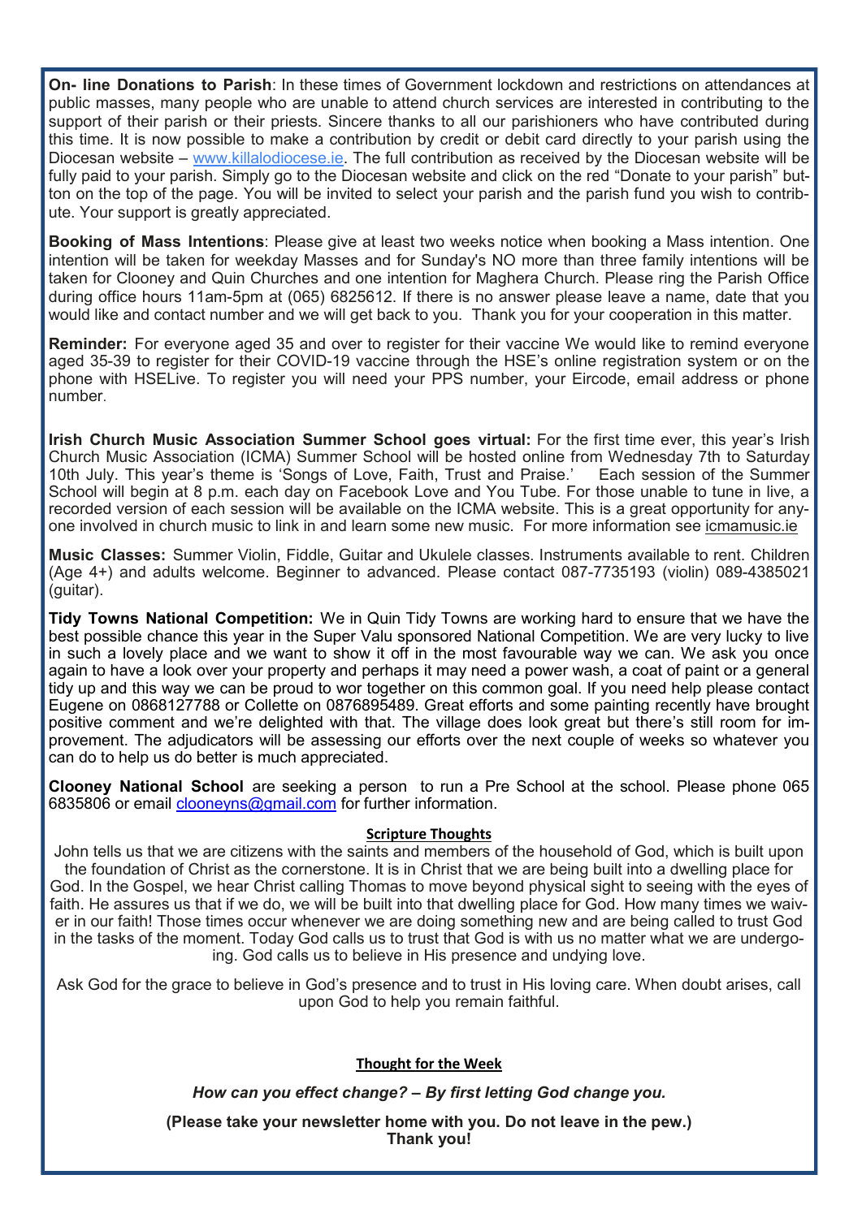**On- line Donations to Parish**: In these times of Government lockdown and restrictions on attendances at public masses, many people who are unable to attend church services are interested in contributing to the support of their parish or their priests. Sincere thanks to all our parishioners who have contributed during this time. It is now possible to make a contribution by credit or debit card directly to your parish using the Diocesan website – www.killalodiocese.ie. The full contribution as received by the Diocesan website will be fully paid to your parish. Simply go to the Diocesan website and click on the red "Donate to your parish" button on the top of the page. You will be invited to select your parish and the parish fund you wish to contribute. Your support is greatly appreciated.

**Booking of Mass Intentions**: Please give at least two weeks notice when booking a Mass intention. One intention will be taken for weekday Masses and for Sunday's NO more than three family intentions will be taken for Clooney and Quin Churches and one intention for Maghera Church. Please ring the Parish Office during office hours 11am-5pm at (065) 6825612. If there is no answer please leave a name, date that you would like and contact number and we will get back to you. Thank you for your cooperation in this matter.

**Reminder:** For everyone aged 35 and over to register for their vaccine We would like to remind everyone aged 35-39 to register for their COVID-19 vaccine through the HSE's online registration system or on the phone with HSELive. To register you will need your PPS number, your Eircode, email address or phone number.

**Irish Church Music Association Summer School goes virtual:** For the first time ever, this year's Irish Church Music Association (ICMA) Summer School will be hosted online from Wednesday 7th to Saturday 10th July. This year's theme is 'Songs of Love, Faith, Trust and Praise.' Each session of the Summer School will begin at 8 p.m. each day on Facebook Love and You Tube. For those unable to tune in live, a recorded version of each session will be available on the ICMA website. This is a great opportunity for anyone involved in church music to link in and learn some new music. For more information see icmamusic.ie

**Music Classes:** Summer Violin, Fiddle, Guitar and Ukulele classes. Instruments available to rent. Children (Age 4+) and adults welcome. Beginner to advanced. Please contact 087-7735193 (violin) 089-4385021 (guitar).

**Tidy Towns National Competition:** We in Quin Tidy Towns are working hard to ensure that we have the best possible chance this year in the Super Valu sponsored National Competition. We are very lucky to live in such a lovely place and we want to show it off in the most favourable way we can. We ask you once again to have a look over your property and perhaps it may need a power wash, a coat of paint or a general tidy up and this way we can be proud to wor together on this common goal. If you need help please contact Eugene on 0868127788 or Collette on 0876895489. Great efforts and some painting recently have brought positive comment and we're delighted with that. The village does look great but there's still room for improvement. The adjudicators will be assessing our efforts over the next couple of weeks so whatever you can do to help us do better is much appreciated.

**Clooney National School** are seeking a person to run a Pre School at the school. Please phone 065 6835806 or email clooneyns@gmail.com for further information.

## Scripture Thoughts

John tells us that we are citizens with the saints and members of the household of God, which is built upon the foundation of Christ as the cornerstone. It is in Christ that we are being built into a dwelling place for God. In the Gospel, we hear Christ calling Thomas to move beyond physical sight to seeing with the eyes of faith. He assures us that if we do, we will be built into that dwelling place for God. How many times we waiver in our faith! Those times occur whenever we are doing something new and are being called to trust God in the tasks of the moment. Today God calls us to trust that God is with us no matter what we are undergoing. God calls us to believe in His presence and undying love.

Ask God for the grace to believe in God's presence and to trust in His loving care. When doubt arises, call upon God to help you remain faithful.

## Thought for the Week

***How can you effect change? – By first letting God change you.***

**(Please take your newsletter home with you. Do not leave in the pew.)**
**Thank you!**